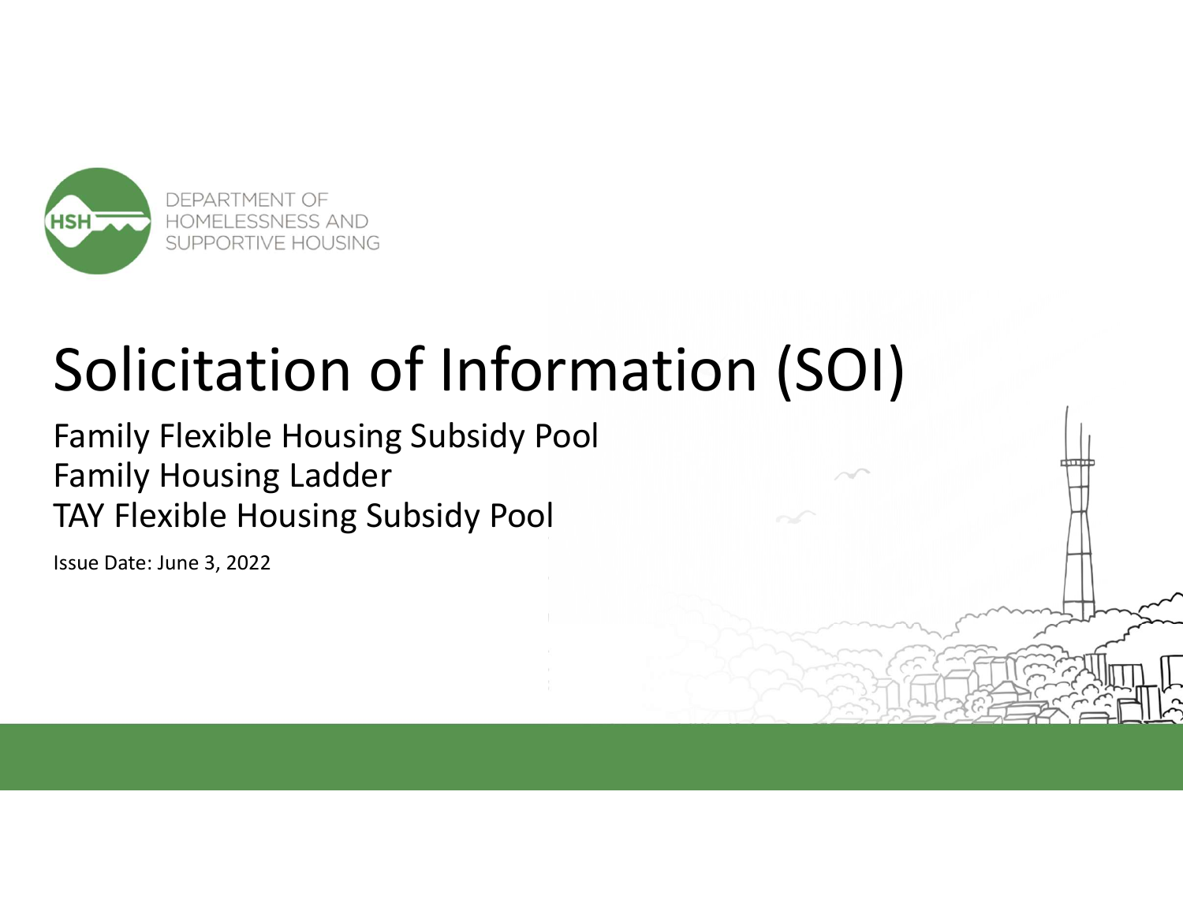DEPARTMENT OF HOMELESSNESS AND SUPPORTIVE HOUSING

# Solicitation of Information (SOI)

## Family Flexible Housing Subsidy Pool
## Family Housing Ladder
## TAY Flexible Housing Subsidy Pool

Issue Date: June 3, 2022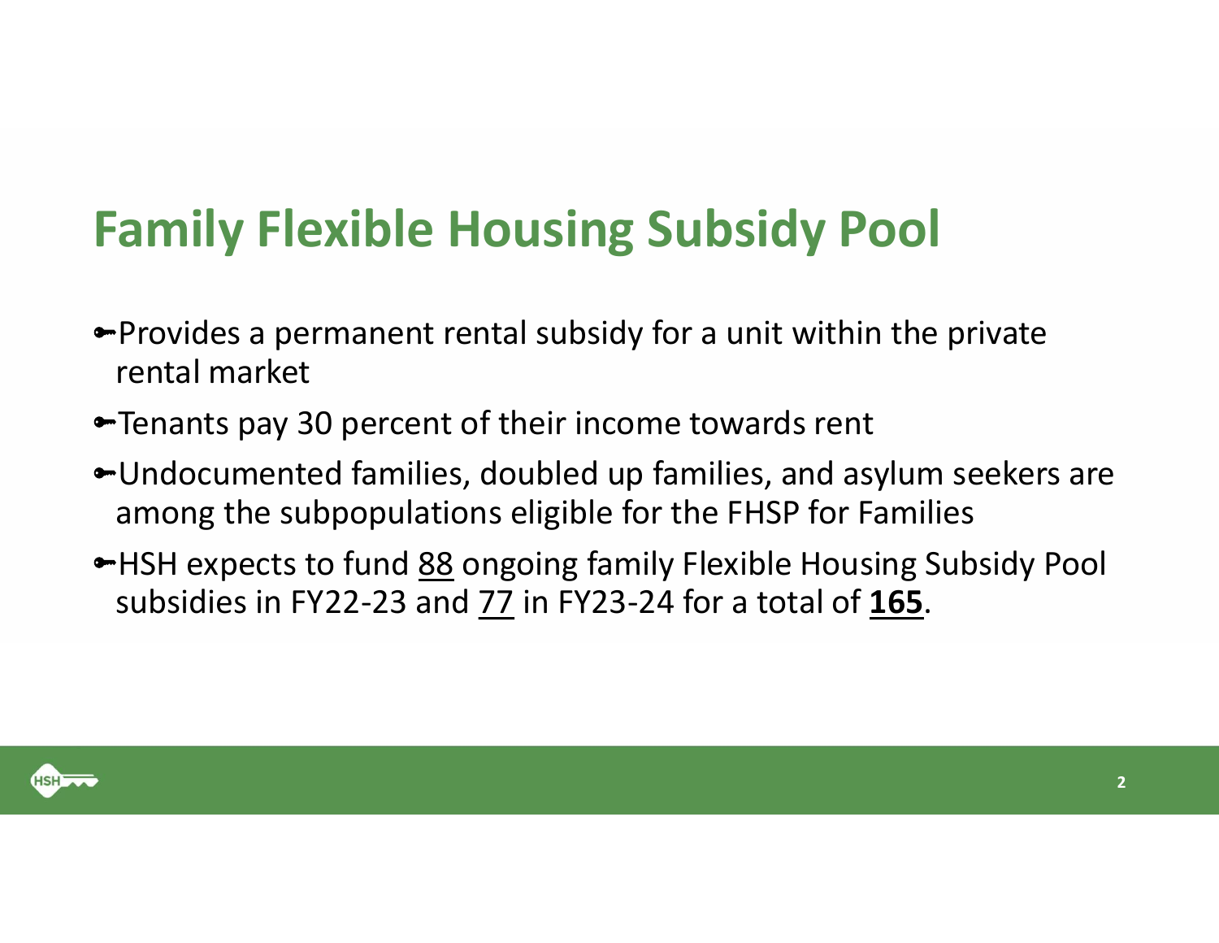# Family Flexible Housing Subsidy Pool

- Provides a permanent rental subsidy for a unit within the private rental market
- Tenants pay 30 percent of their income towards rent
- Undocumented families, doubled up families, and asylum seekers are among the subpopulations eligible for the FHSP for Families
- HSH expects to fund <u>88</u> ongoing family Flexible Housing Subsidy Pool subsidies in FY22-23 and <u>77</u> in FY23-24 for a total of **<u>165</u>**.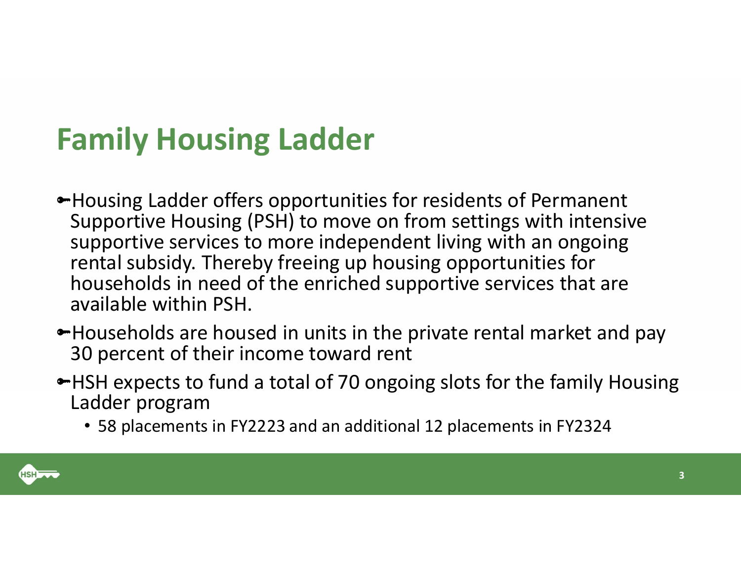# Family Housing Ladder

- Housing Ladder offers opportunities for residents of Permanent Supportive Housing (PSH) to move on from settings with intensive supportive services to more independent living with an ongoing rental subsidy. Thereby freeing up housing opportunities for households in need of the enriched supportive services that are available within PSH.
- Households are housed in units in the private rental market and pay 30 percent of their income toward rent
- HSH expects to fund a total of 70 ongoing slots for the family Housing Ladder program
  - 58 placements in FY2223 and an additional 12 placements in FY2324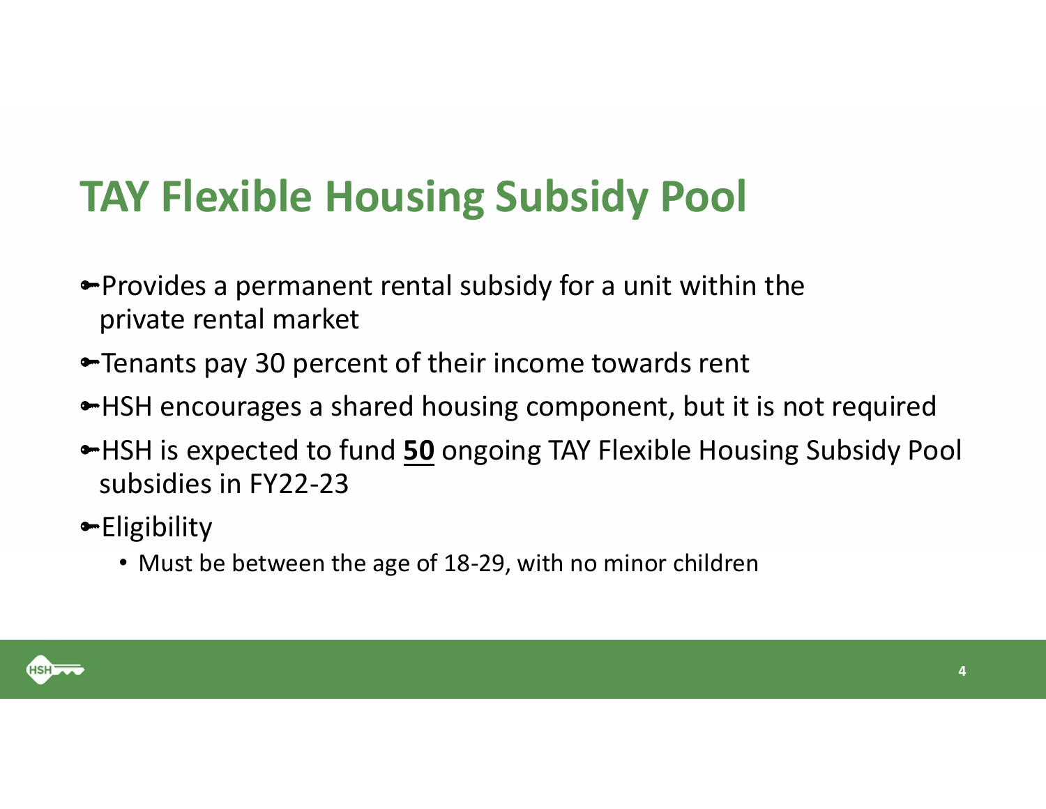# TAY Flexible Housing Subsidy Pool

- Provides a permanent rental subsidy for a unit within the private rental market
- Tenants pay 30 percent of their income towards rent
- HSH encourages a shared housing component, but it is not required
- HSH is expected to fund **<u>50</u>** ongoing TAY Flexible Housing Subsidy Pool subsidies in FY22-23
- Eligibility
  - Must be between the age of 18-29, with no minor children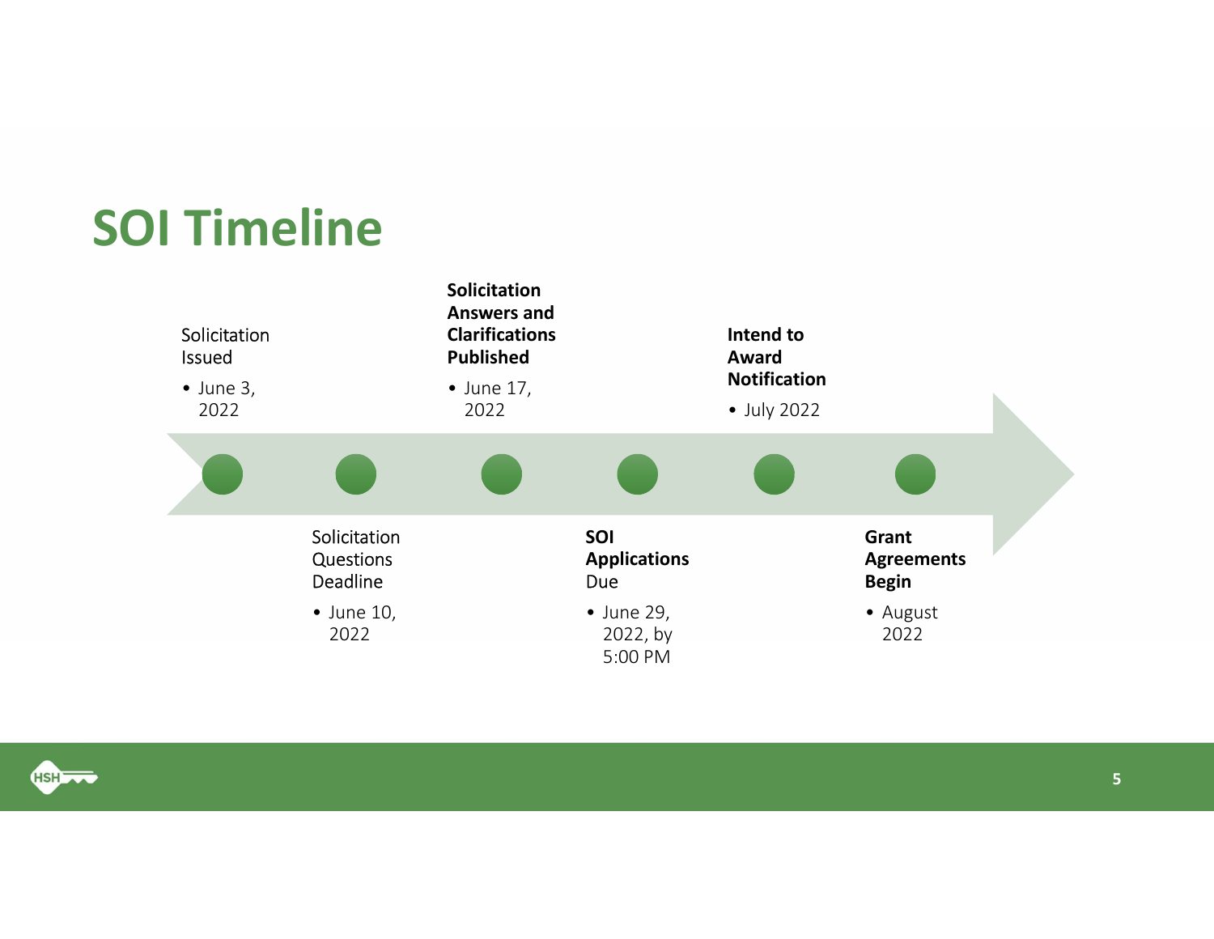# SOI Timeline

Solicitation Issued

- June 3, 2022

Solicitation Questions Deadline

- June 10, 2022

**Solicitation Answers and Clarifications Published**

- June 17, 2022

**SOI Applications** Due

- June 29, 2022, by 5:00 PM

**Intend to Award Notification**

- July 2022

**Grant Agreements Begin**

- August 2022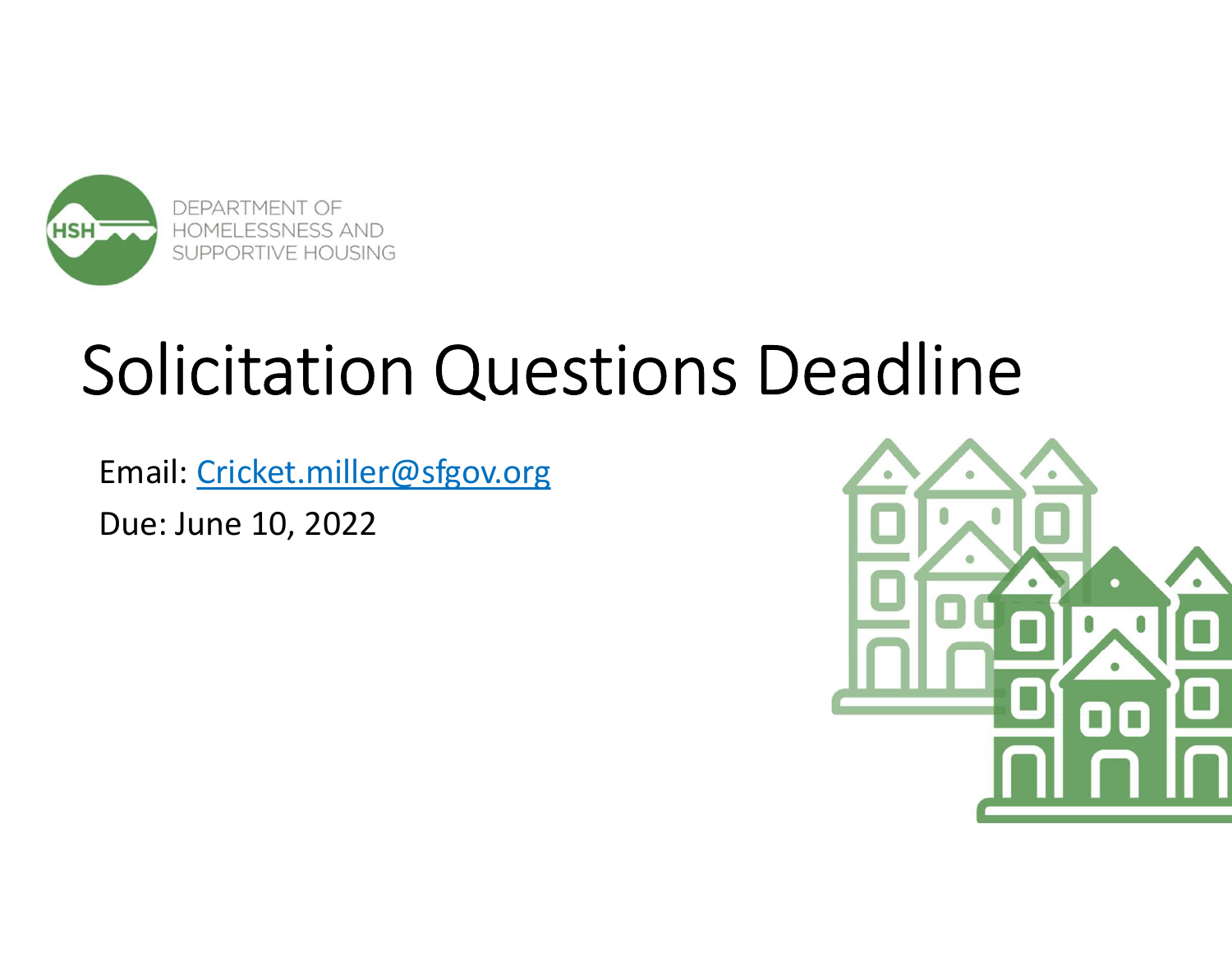DEPARTMENT OF HOMELESSNESS AND SUPPORTIVE HOUSING

# Solicitation Questions Deadline

Email: Cricket.miller@sfgov.org

Due: June 10, 2022